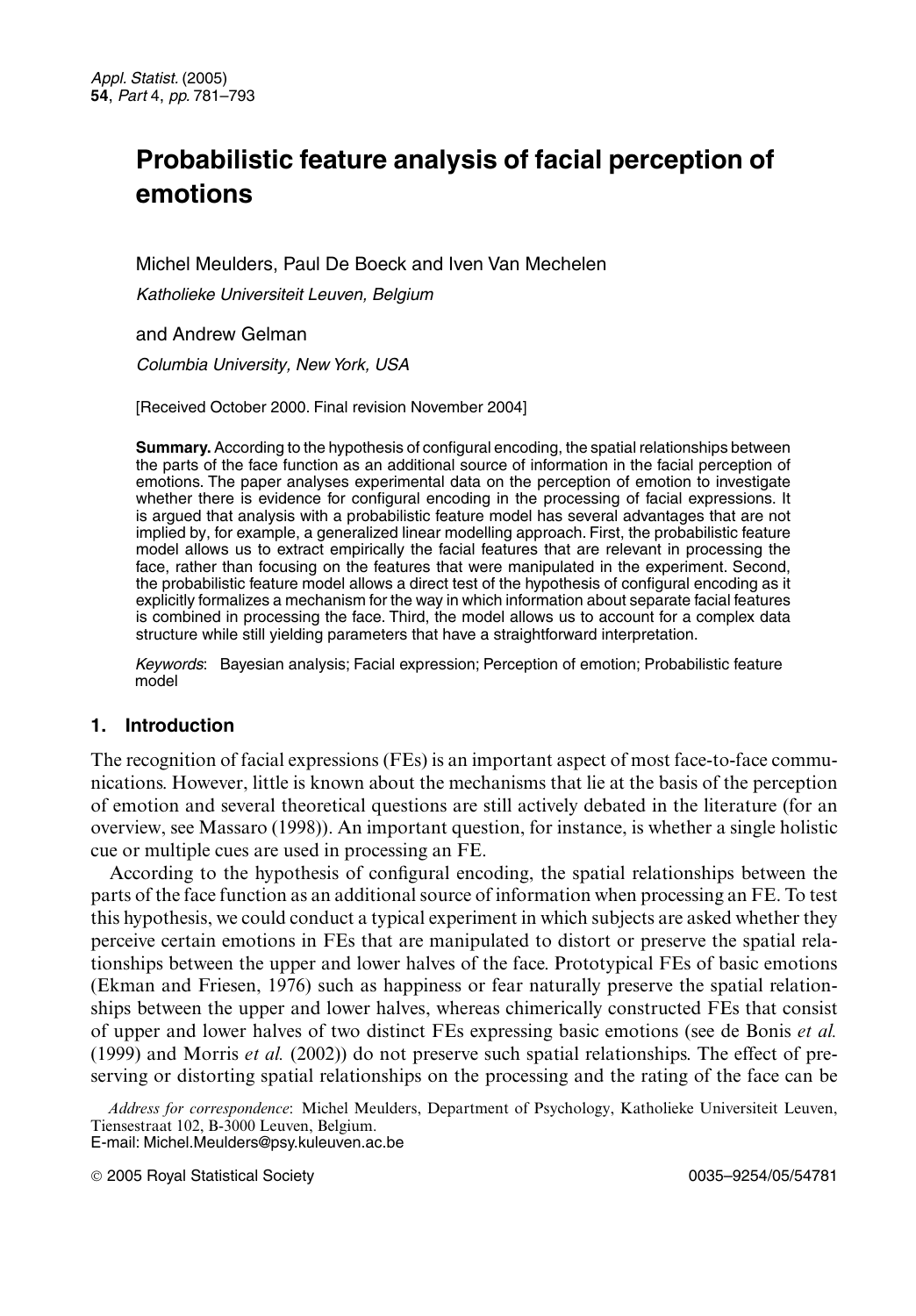# Probabilistic feature analysis of facial perception of emotions

Michel Meulders, Paul De Boeck and Iven Van Mechelen

*Katholieke Universiteit Leuven, Belgium*

and Andrew Gelman

*Columbia University, New York, USA*

[Received October 2000. Final revision November 2004]

**Summary.** According to the hypothesis of configural encoding, the spatial relationships between the parts of the face function as an additional source of information in the facial perception of emotions. The paper analyses experimental data on the perception of emotion to investigate whether there is evidence for configural encoding in the processing of facial expressions. It is argued that analysis with a probabilistic feature model has several advantages that are not implied by, for example, a generalized linear modelling approach. First, the probabilistic feature model allows us to extract empirically the facial features that are relevant in processing the face, rather than focusing on the features that were manipulated in the experiment. Second, the probabilistic feature model allows a direct test of the hypothesis of configural encoding as it explicitly formalizes a mechanism for the way in which information about separate facial features is combined in processing the face. Third, the model allows us to account for a complex data structure while still yielding parameters that have a straightforward interpretation.

*Keywords*: Bayesian analysis; Facial expression; Perception of emotion; Probabilistic feature model

## 1. Introduction

The recognition of facial expressions (FEs) is an important aspect of most face-to-face communications. However, little is known about the mechanisms that lie at the basis of the perception of emotion and several theoretical questions are still actively debated in the literature (for an overview, see Massaro (1998)). An important question, for instance, is whether a single holistic cue or multiple cues are used in processing an FE.

According to the hypothesis of configural encoding, the spatial relationships between the parts of the face function as an additional source of information when processing an FE. To test this hypothesis, we could conduct a typical experiment in which subjects are asked whether they perceive certain emotions in FEs that are manipulated to distort or preserve the spatial relationships between the upper and lower halves of the face. Prototypical FEs of basic emotions (Ekman and Friesen, 1976) such as happiness or fear naturally preserve the spatial relationships between the upper and lower halves, whereas chimerically constructed FEs that consist of upper and lower halves of two distinct FEs expressing basic emotions (see de Bonis *et al.* (1999) and Morris *et al.* (2002)) do not preserve such spatial relationships. The effect of preserving or distorting spatial relationships on the processing and the rating of the face can be

*Address for correspondence*: Michel Meulders, Department of Psychology, Katholieke Universiteit Leuven, Tiensestraat 102, B-3000 Leuven, Belgium.
E-mail: Michel.Meulders@psy.kuleuven.ac.be

© 2005 Royal Statistical Society 0035–9254/05/54781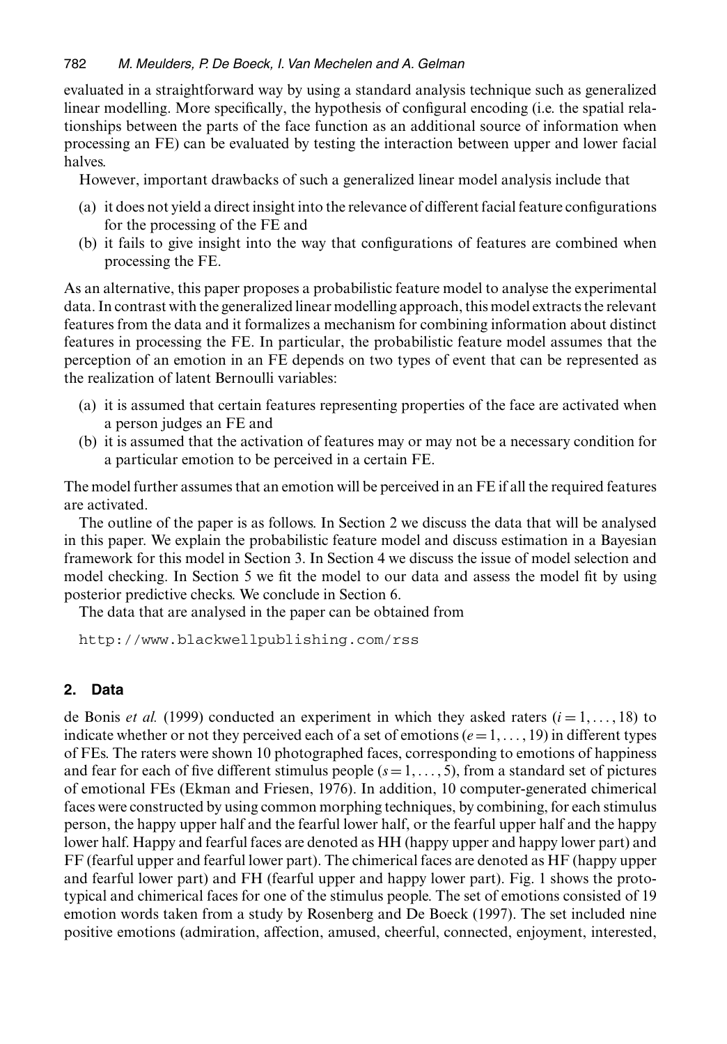evaluated in a straightforward way by using a standard analysis technique such as generalized linear modelling. More specifically, the hypothesis of configural encoding (i.e. the spatial relationships between the parts of the face function as an additional source of information when processing an FE) can be evaluated by testing the interaction between upper and lower facial halves.

However, important drawbacks of such a generalized linear model analysis include that

(a) it does not yield a direct insight into the relevance of different facial feature configurations for the processing of the FE and
(b) it fails to give insight into the way that configurations of features are combined when processing the FE.

As an alternative, this paper proposes a probabilistic feature model to analyse the experimental data. In contrast with the generalized linear modelling approach, this model extracts the relevant features from the data and it formalizes a mechanism for combining information about distinct features in processing the FE. In particular, the probabilistic feature model assumes that the perception of an emotion in an FE depends on two types of event that can be represented as the realization of latent Bernoulli variables:

(a) it is assumed that certain features representing properties of the face are activated when a person judges an FE and
(b) it is assumed that the activation of features may or may not be a necessary condition for a particular emotion to be perceived in a certain FE.

The model further assumes that an emotion will be perceived in an FE if all the required features are activated.

The outline of the paper is as follows. In Section 2 we discuss the data that will be analysed in this paper. We explain the probabilistic feature model and discuss estimation in a Bayesian framework for this model in Section 3. In Section 4 we discuss the issue of model selection and model checking. In Section 5 we fit the model to our data and assess the model fit by using posterior predictive checks. We conclude in Section 6.

The data that are analysed in the paper can be obtained from

http://www.blackwellpublishing.com/rss

## 2. Data

de Bonis *et al.* (1999) conducted an experiment in which they asked raters ($i = 1, \ldots, 18$) to indicate whether or not they perceived each of a set of emotions ($e = 1, \ldots, 19$) in different types of FEs. The raters were shown 10 photographed faces, corresponding to emotions of happiness and fear for each of five different stimulus people ($s = 1, \ldots, 5$), from a standard set of pictures of emotional FEs (Ekman and Friesen, 1976). In addition, 10 computer-generated chimerical faces were constructed by using common morphing techniques, by combining, for each stimulus person, the happy upper half and the fearful lower half, or the fearful upper half and the happy lower half. Happy and fearful faces are denoted as HH (happy upper and happy lower part) and FF (fearful upper and fearful lower part). The chimerical faces are denoted as HF (happy upper and fearful lower part) and FH (fearful upper and happy lower part). Fig. 1 shows the prototypical and chimerical faces for one of the stimulus people. The set of emotions consisted of 19 emotion words taken from a study by Rosenberg and De Boeck (1997). The set included nine positive emotions (admiration, affection, amused, cheerful, connected, enjoyment, interested,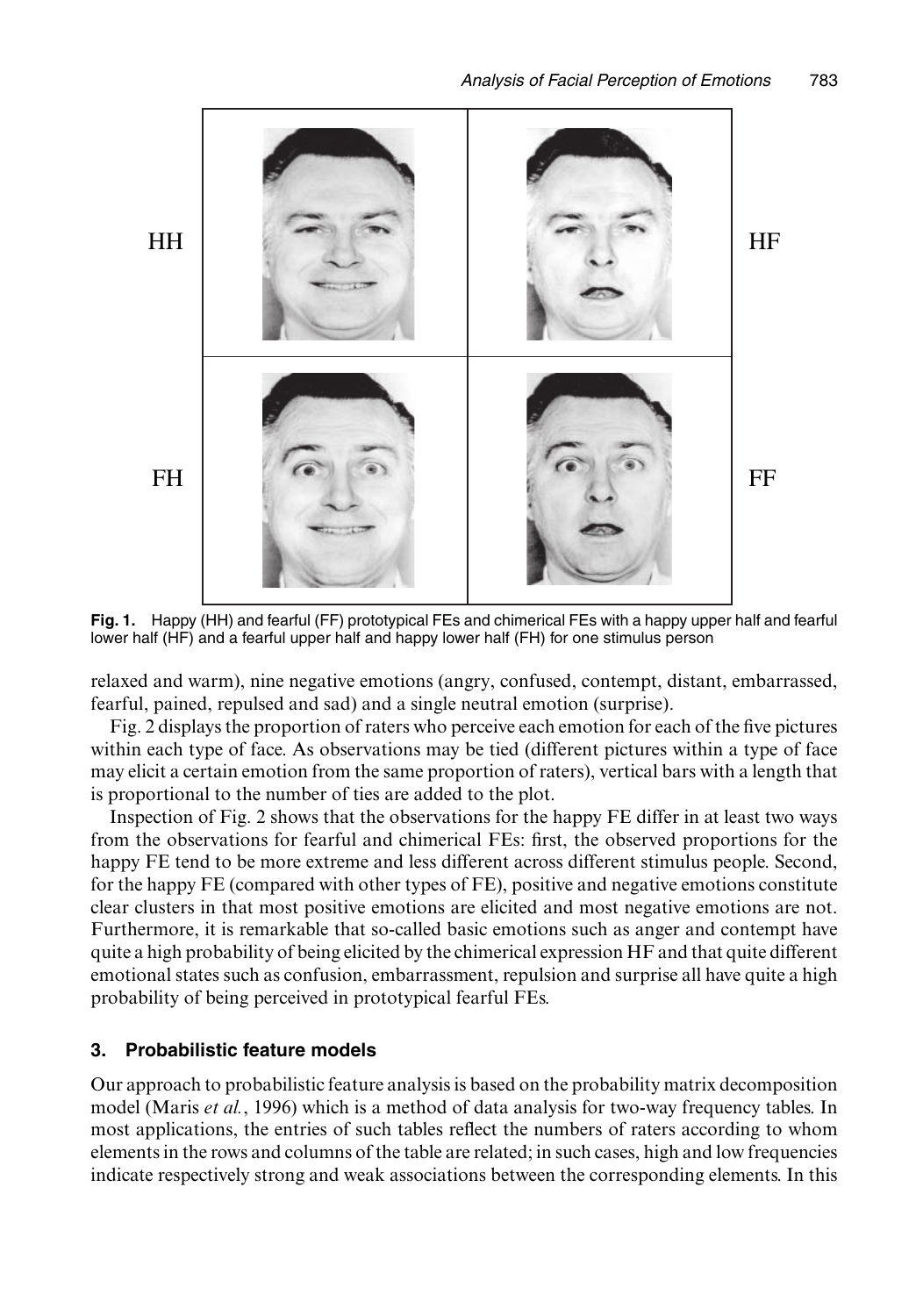**Fig. 1.** Happy (HH) and fearful (FF) prototypical FEs and chimerical FEs with a happy upper half and fearful lower half (HF) and a fearful upper half and happy lower half (FH) for one stimulus person

relaxed and warm), nine negative emotions (angry, confused, contempt, distant, embarrassed, fearful, pained, repulsed and sad) and a single neutral emotion (surprise).

Fig. 2 displays the proportion of raters who perceive each emotion for each of the five pictures within each type of face. As observations may be tied (different pictures within a type of face may elicit a certain emotion from the same proportion of raters), vertical bars with a length that is proportional to the number of ties are added to the plot.

Inspection of Fig. 2 shows that the observations for the happy FE differ in at least two ways from the observations for fearful and chimerical FEs: first, the observed proportions for the happy FE tend to be more extreme and less different across different stimulus people. Second, for the happy FE (compared with other types of FE), positive and negative emotions constitute clear clusters in that most positive emotions are elicited and most negative emotions are not. Furthermore, it is remarkable that so-called basic emotions such as anger and contempt have quite a high probability of being elicited by the chimerical expression HF and that quite different emotional states such as confusion, embarrassment, repulsion and surprise all have quite a high probability of being perceived in prototypical fearful FEs.

## 3. Probabilistic feature models

Our approach to probabilistic feature analysis is based on the probability matrix decomposition model (Maris *et al.*, 1996) which is a method of data analysis for two-way frequency tables. In most applications, the entries of such tables reflect the numbers of raters according to whom elements in the rows and columns of the table are related; in such cases, high and low frequencies indicate respectively strong and weak associations between the corresponding elements. In this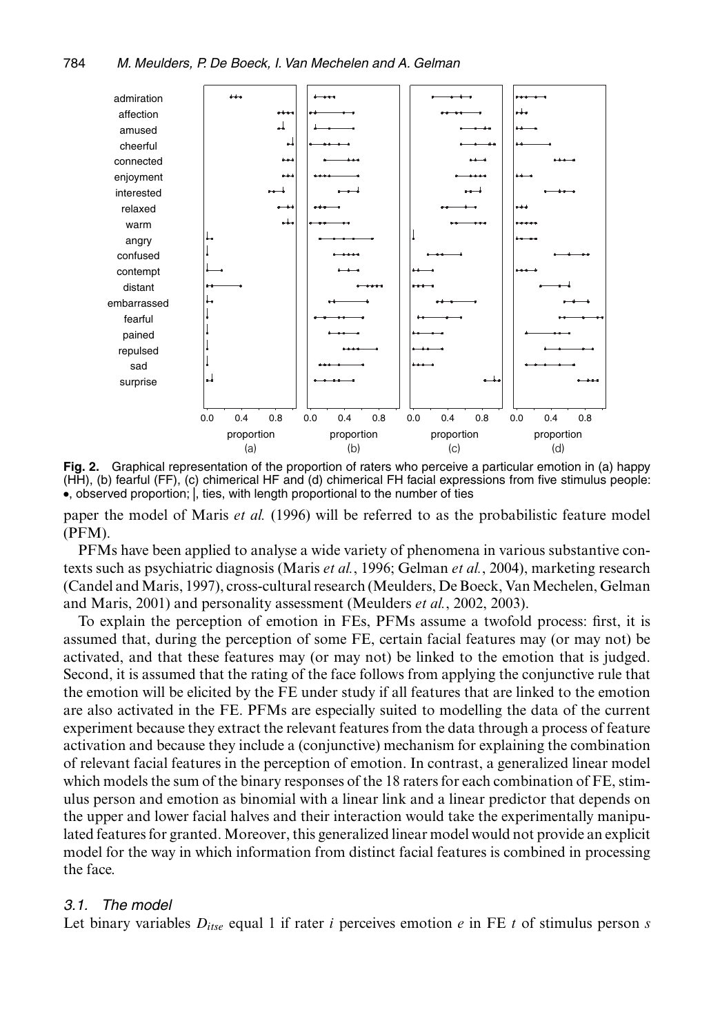**Fig. 2.** Graphical representation of the proportion of raters who perceive a particular emotion in (a) happy (HH), (b) fearful (FF), (c) chimerical HF and (d) chimerical FH facial expressions from five stimulus people: •, observed proportion; |, ties, with length proportional to the number of ties

paper the model of Maris *et al.* (1996) will be referred to as the probabilistic feature model (PFM).

PFMs have been applied to analyse a wide variety of phenomena in various substantive contexts such as psychiatric diagnosis (Maris *et al.*, 1996; Gelman *et al.*, 2004), marketing research (Candel and Maris, 1997), cross-cultural research (Meulders, De Boeck, Van Mechelen, Gelman and Maris, 2001) and personality assessment (Meulders *et al.*, 2002, 2003).

To explain the perception of emotion in FEs, PFMs assume a twofold process: first, it is assumed that, during the perception of some FE, certain facial features may (or may not) be activated, and that these features may (or may not) be linked to the emotion that is judged. Second, it is assumed that the rating of the face follows from applying the conjunctive rule that the emotion will be elicited by the FE under study if all features that are linked to the emotion are also activated in the FE. PFMs are especially suited to modelling the data of the current experiment because they extract the relevant features from the data through a process of feature activation and because they include a (conjunctive) mechanism for explaining the combination of relevant facial features in the perception of emotion. In contrast, a generalized linear model which models the sum of the binary responses of the 18 raters for each combination of FE, stimulus person and emotion as binomial with a linear link and a linear predictor that depends on the upper and lower facial halves and their interaction would take the experimentally manipulated features for granted. Moreover, this generalized linear model would not provide an explicit model for the way in which information from distinct facial features is combined in processing the face.

### *3.1. The model*

Let binary variables $D_{itse}$ equal 1 if rater $i$ perceives emotion $e$ in FE $t$ of stimulus person $s$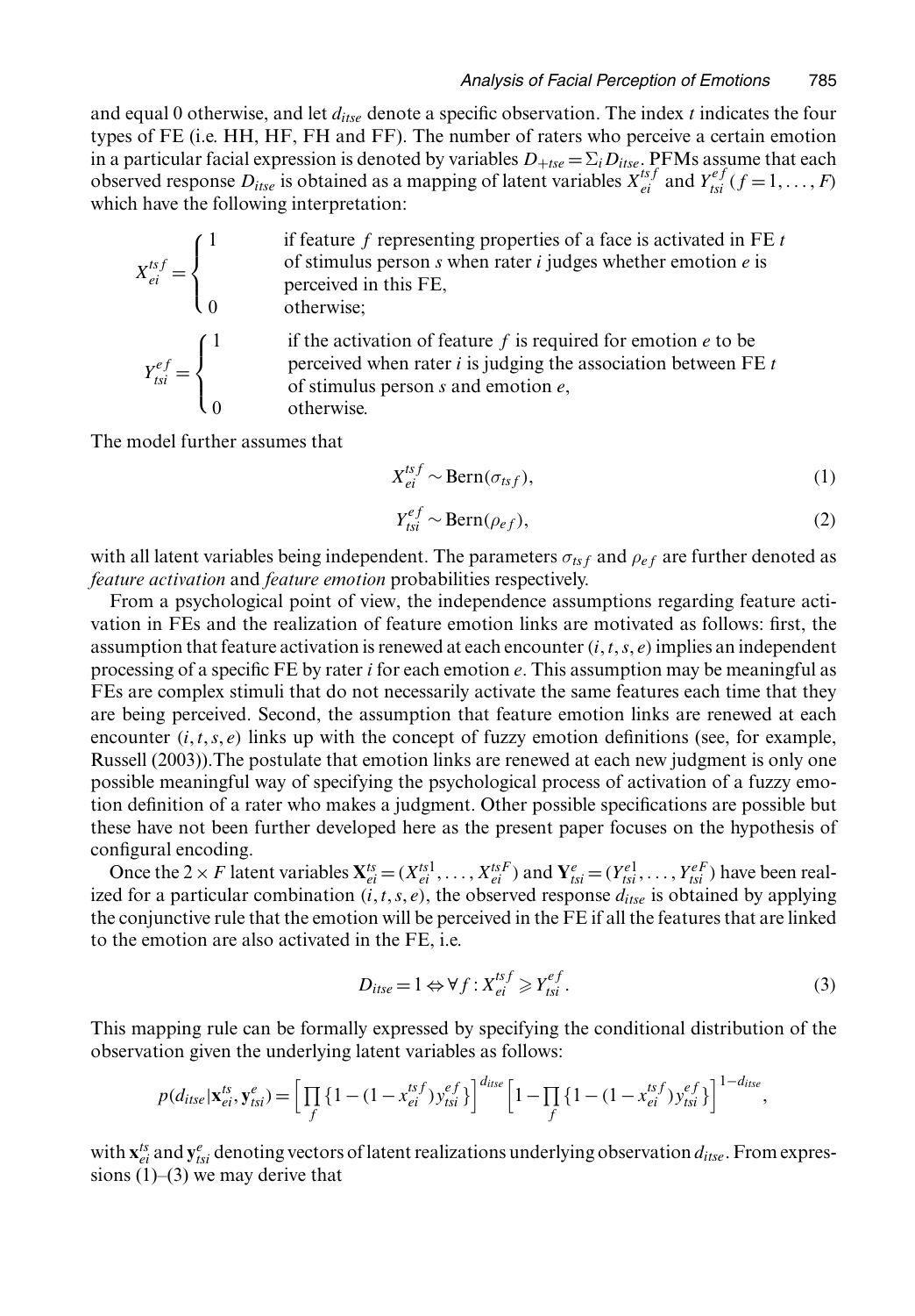and equal 0 otherwise, and let $d_{itse}$ denote a specific observation. The index $t$ indicates the four types of FE (i.e. HH, HF, FH and FF). The number of raters who perceive a certain emotion in a particular facial expression is denoted by variables $D_{+tse} = \Sigma_i D_{itse}$. PFMs assume that each observed response $D_{itse}$ is obtained as a mapping of latent variables $X_{ei}^{tsf}$ and $Y_{tsi}^{ef}$ $(f = 1, \ldots, F)$ which have the following interpretation:

$$
X_{ei}^{tsf} = \begin{cases} 1 & \text{if feature } f \text{ representing properties of a face is activated in FE } t \\ & \text{of stimulus person } s \text{ when rater } i \text{ judges whether emotion } e \text{ is} \\ & \text{perceived in this FE,} \\ 0 & \text{otherwise;} \end{cases}
$$

$$
Y_{tsi}^{ef} = \begin{cases} 1 & \text{if the activation of feature } f \text{ is required for emotion } e \text{ to be} \\ & \text{perceived when rater } i \text{ is judging the association between FE } t \\ & \text{of stimulus person } s \text{ and emotion } e\text{,} \\ 0 & \text{otherwise.} \end{cases}
$$

The model further assumes that

$$X_{ei}^{tsf} \sim \text{Bern}(\sigma_{tsf}), \tag{1}$$

$$Y_{tsi}^{ef} \sim \text{Bern}(\rho_{ef}), \tag{2}$$

with all latent variables being independent. The parameters $\sigma_{tsf}$ and $\rho_{ef}$ are further denoted as *feature activation* and *feature emotion* probabilities respectively.

From a psychological point of view, the independence assumptions regarding feature activation in FEs and the realization of feature emotion links are motivated as follows: first, the assumption that feature activation is renewed at each encounter $(i, t, s, e)$ implies an independent processing of a specific FE by rater $i$ for each emotion $e$. This assumption may be meaningful as FEs are complex stimuli that do not necessarily activate the same features each time that they are being perceived. Second, the assumption that feature emotion links are renewed at each encounter $(i, t, s, e)$ links up with the concept of fuzzy emotion definitions (see, for example, Russell (2003)).The postulate that emotion links are renewed at each new judgment is only one possible meaningful way of specifying the psychological process of activation of a fuzzy emotion definition of a rater who makes a judgment. Other possible specifications are possible but these have not been further developed here as the present paper focuses on the hypothesis of configural encoding.

Once the $2 \times F$ latent variables $\mathbf{X}_{ei}^{ts} = (X_{ei}^{ts1}, \ldots, X_{ei}^{tsF})$ and $\mathbf{Y}_{tsi}^{e} = (Y_{tsi}^{e1}, \ldots, Y_{tsi}^{eF})$ have been realized for a particular combination $(i, t, s, e)$, the observed response $d_{itse}$ is obtained by applying the conjunctive rule that the emotion will be perceived in the FE if all the features that are linked to the emotion are also activated in the FE, i.e.

$$D_{itse} = 1 \Leftrightarrow \forall f : X_{ei}^{tsf} \geqslant Y_{tsi}^{ef}. \tag{3}$$

This mapping rule can be formally expressed by specifying the conditional distribution of the observation given the underlying latent variables as follows:

$$p(d_{itse} | \mathbf{x}_{ei}^{ts}, \mathbf{y}_{tsi}^{e}) = \Big[ \prod_f \{1 - (1 - x_{ei}^{tsf}) y_{tsi}^{ef}\} \Big]^{d_{itse}} \Big[ 1 - \prod_f \{1 - (1 - x_{ei}^{tsf}) y_{tsi}^{ef}\} \Big]^{1 - d_{itse}},$$

with $\mathbf{x}_{ei}^{ts}$ and $\mathbf{y}_{tsi}^{e}$ denoting vectors of latent realizations underlying observation $d_{itse}$. From expressions (1)–(3) we may derive that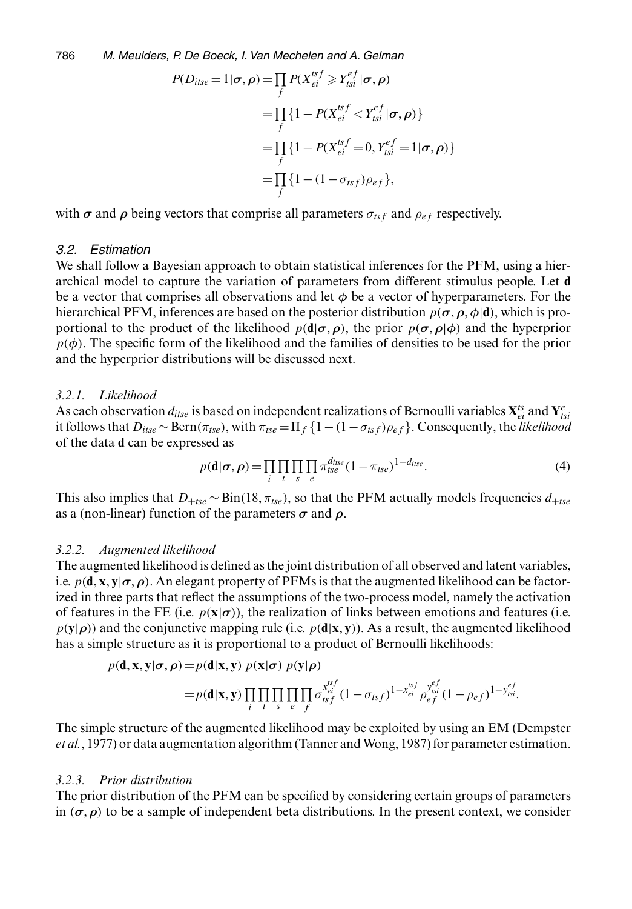$$
\begin{aligned}
P(D_{itse}=1|\boldsymbol{\sigma},\boldsymbol{\rho}) &= \prod_f P(X_{ei}^{tsf} \geqslant Y_{tsi}^{ef}|\boldsymbol{\sigma},\boldsymbol{\rho}) \\
&= \prod_f \{1 - P(X_{ei}^{tsf} < Y_{tsi}^{ef}|\boldsymbol{\sigma},\boldsymbol{\rho})\} \\
&= \prod_f \{1 - P(X_{ei}^{tsf} = 0, Y_{tsi}^{ef} = 1|\boldsymbol{\sigma},\boldsymbol{\rho})\} \\
&= \prod_f \{1 - (1-\sigma_{tsf})\rho_{ef}\},
\end{aligned}
$$

with $\boldsymbol{\sigma}$ and $\boldsymbol{\rho}$ being vectors that comprise all parameters $\sigma_{tsf}$ and $\rho_{ef}$ respectively.

### 3.2. Estimation

We shall follow a Bayesian approach to obtain statistical inferences for the PFM, using a hierarchical model to capture the variation of parameters from different stimulus people. Let $\mathbf{d}$ be a vector that comprises all observations and let $\phi$ be a vector of hyperparameters. For the hierarchical PFM, inferences are based on the posterior distribution $p(\boldsymbol{\sigma},\boldsymbol{\rho},\phi|\mathbf{d})$, which is proportional to the product of the likelihood $p(\mathbf{d}|\boldsymbol{\sigma},\boldsymbol{\rho})$, the prior $p(\boldsymbol{\sigma},\boldsymbol{\rho}|\phi)$ and the hyperprior $p(\phi)$. The specific form of the likelihood and the families of densities to be used for the prior and the hyperprior distributions will be discussed next.

#### 3.2.1. Likelihood

As each observation $d_{itse}$ is based on independent realizations of Bernoulli variables $\mathbf{X}_{ei}^{ts}$ and $\mathbf{Y}_{tsi}^{e}$ it follows that $D_{itse} \sim \text{Bern}(\pi_{tse})$, with $\pi_{tse} = \Pi_f\{1-(1-\sigma_{tsf})\rho_{ef}\}$. Consequently, the *likelihood* of the data $\mathbf{d}$ can be expressed as

$$
p(\mathbf{d}|\boldsymbol{\sigma},\boldsymbol{\rho}) = \prod_i \prod_t \prod_s \prod_e \pi_{tse}^{d_{itse}} (1-\pi_{tse})^{1-d_{itse}}. \tag{4}
$$

This also implies that $D_{+tse} \sim \text{Bin}(18, \pi_{tse})$, so that the PFM actually models frequencies $d_{+tse}$ as a (non-linear) function of the parameters $\boldsymbol{\sigma}$ and $\boldsymbol{\rho}$.

#### 3.2.2. Augmented likelihood

The augmented likelihood is defined as the joint distribution of all observed and latent variables, i.e. $p(\mathbf{d},\mathbf{x},\mathbf{y}|\boldsymbol{\sigma},\boldsymbol{\rho})$. An elegant property of PFMs is that the augmented likelihood can be factorized in three parts that reflect the assumptions of the two-process model, namely the activation of features in the FE (i.e. $p(\mathbf{x}|\boldsymbol{\sigma})$), the realization of links between emotions and features (i.e. $p(\mathbf{y}|\boldsymbol{\rho})$) and the conjunctive mapping rule (i.e. $p(\mathbf{d}|\mathbf{x},\mathbf{y})$). As a result, the augmented likelihood has a simple structure as it is proportional to a product of Bernoulli likelihoods:

$$
\begin{aligned}
p(\mathbf{d},\mathbf{x},\mathbf{y}|\boldsymbol{\sigma},\boldsymbol{\rho}) &= p(\mathbf{d}|\mathbf{x},\mathbf{y})\ p(\mathbf{x}|\boldsymbol{\sigma})\ p(\mathbf{y}|\boldsymbol{\rho}) \\
&= p(\mathbf{d}|\mathbf{x},\mathbf{y}) \prod_i \prod_t \prod_s \prod_e \prod_f \sigma_{tsf}^{x_{ei}^{tsf}} (1-\sigma_{tsf})^{1-x_{ei}^{tsf}} \rho_{ef}^{y_{tsi}^{ef}} (1-\rho_{ef})^{1-y_{tsi}^{ef}}.
\end{aligned}
$$

The simple structure of the augmented likelihood may be exploited by using an EM (Dempster *et al.*, 1977) or data augmentation algorithm (Tanner and Wong, 1987) for parameter estimation.

#### 3.2.3. Prior distribution

The prior distribution of the PFM can be specified by considering certain groups of parameters in $(\boldsymbol{\sigma},\boldsymbol{\rho})$ to be a sample of independent beta distributions. In the present context, we consider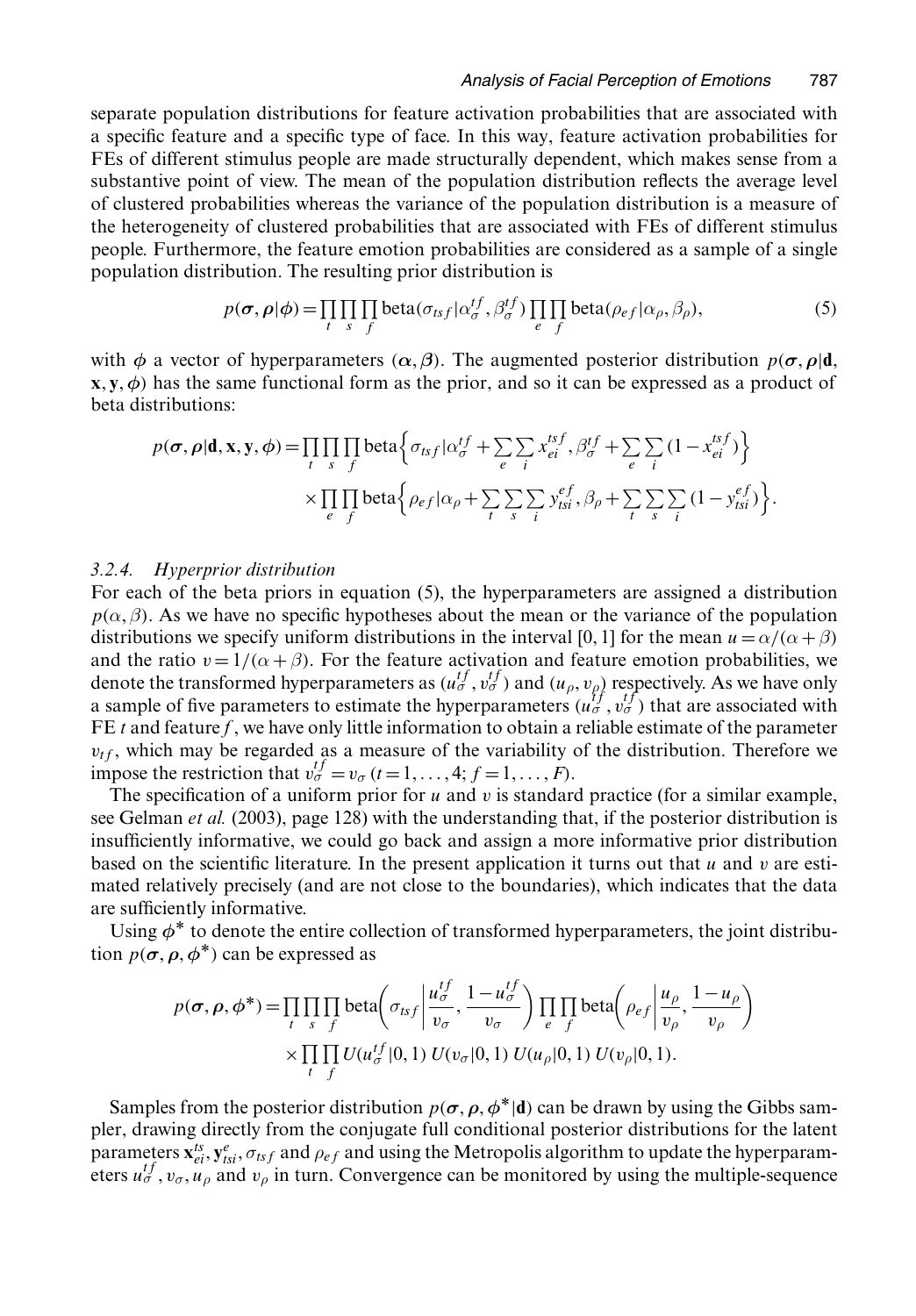separate population distributions for feature activation probabilities that are associated with a specific feature and a specific type of face. In this way, feature activation probabilities for FEs of different stimulus people are made structurally dependent, which makes sense from a substantive point of view. The mean of the population distribution reflects the average level of clustered probabilities whereas the variance of the population distribution is a measure of the heterogeneity of clustered probabilities that are associated with FEs of different stimulus people. Furthermore, the feature emotion probabilities are considered as a sample of a single population distribution. The resulting prior distribution is

$$p(\boldsymbol{\sigma},\boldsymbol{\rho}|\boldsymbol{\phi}) = \prod_t \prod_s \prod_f \mathrm{beta}(\sigma_{tsf}|\alpha_\sigma^{tf},\beta_\sigma^{tf}) \prod_e \prod_f \mathrm{beta}(\rho_{ef}|\alpha_\rho,\beta_\rho), \tag{5}$$

with $\boldsymbol{\phi}$ a vector of hyperparameters $(\boldsymbol{\alpha},\boldsymbol{\beta})$. The augmented posterior distribution $p(\boldsymbol{\sigma},\boldsymbol{\rho}|\mathbf{d}, \mathbf{x},\mathbf{y},\boldsymbol{\phi})$ has the same functional form as the prior, and so it can be expressed as a product of beta distributions:

$$\begin{aligned} p(\boldsymbol{\sigma},\boldsymbol{\rho}|\mathbf{d},\mathbf{x},\mathbf{y},\boldsymbol{\phi}) = & \prod_t \prod_s \prod_f \mathrm{beta}\Big\{\sigma_{tsf}|\alpha_\sigma^{tf} + \sum_e \sum_i x_{ei}^{tsf}, \beta_\sigma^{tf} + \sum_e \sum_i (1-x_{ei}^{tsf})\Big\} \\ & \times \prod_e \prod_f \mathrm{beta}\Big\{\rho_{ef}|\alpha_\rho + \sum_t \sum_s \sum_i y_{tsi}^{ef}, \beta_\rho + \sum_t \sum_s \sum_i (1-y_{tsi}^{ef})\Big\}. \end{aligned}$$

### 3.2.4. *Hyperprior distribution*

For each of the beta priors in equation (5), the hyperparameters are assigned a distribution $p(\alpha,\beta)$. As we have no specific hypotheses about the mean or the variance of the population distributions we specify uniform distributions in the interval [0, 1] for the mean $u=\alpha/(\alpha+\beta)$ and the ratio $v=1/(\alpha+\beta)$. For the feature activation and feature emotion probabilities, we denote the transformed hyperparameters as $(u_\sigma^{tf}, v_\sigma^{tf})$ and $(u_\rho, v_\rho)$ respectively. As we have only a sample of five parameters to estimate the hyperparameters $(u_\sigma^{tf}, v_\sigma^{tf})$ that are associated with FE $t$ and feature $f$, we have only little information to obtain a reliable estimate of the parameter $v_{tf}$, which may be regarded as a measure of the variability of the distribution. Therefore we impose the restriction that $v_\sigma^{tf} = v_\sigma$ $(t=1,\ldots,4; f=1,\ldots,F)$.

The specification of a uniform prior for $u$ and $v$ is standard practice (for a similar example, see Gelman *et al.* (2003), page 128) with the understanding that, if the posterior distribution is insufficiently informative, we could go back and assign a more informative prior distribution based on the scientific literature. In the present application it turns out that $u$ and $v$ are estimated relatively precisely (and are not close to the boundaries), which indicates that the data are sufficiently informative.

Using $\boldsymbol{\phi}^*$ to denote the entire collection of transformed hyperparameters, the joint distribution $p(\boldsymbol{\sigma},\boldsymbol{\rho},\boldsymbol{\phi}^*)$ can be expressed as

$$\begin{aligned} p(\boldsymbol{\sigma},\boldsymbol{\rho},\boldsymbol{\phi}^*) = & \prod_t \prod_s \prod_f \mathrm{beta}\bigg(\sigma_{tsf}\bigg|\frac{u_\sigma^{tf}}{v_\sigma}, \frac{1-u_\sigma^{tf}}{v_\sigma}\bigg) \prod_e \prod_f \mathrm{beta}\bigg(\rho_{ef}\bigg|\frac{u_\rho}{v_\rho}, \frac{1-u_\rho}{v_\rho}\bigg) \\ & \times \prod_t \prod_f U(u_\sigma^{tf}|0,1)\, U(v_\sigma|0,1)\, U(u_\rho|0,1)\, U(v_\rho|0,1). \end{aligned}$$

Samples from the posterior distribution $p(\boldsymbol{\sigma},\boldsymbol{\rho},\boldsymbol{\phi}^*|\mathbf{d})$ can be drawn by using the Gibbs sampler, drawing directly from the conjugate full conditional posterior distributions for the latent parameters $\mathbf{x}_{ei}^{ts}, \mathbf{y}_{tsi}^{e}, \sigma_{tsf}$ and $\rho_{ef}$ and using the Metropolis algorithm to update the hyperparameters $u_\sigma^{tf}, v_\sigma, u_\rho$ and $v_\rho$ in turn. Convergence can be monitored by using the multiple-sequence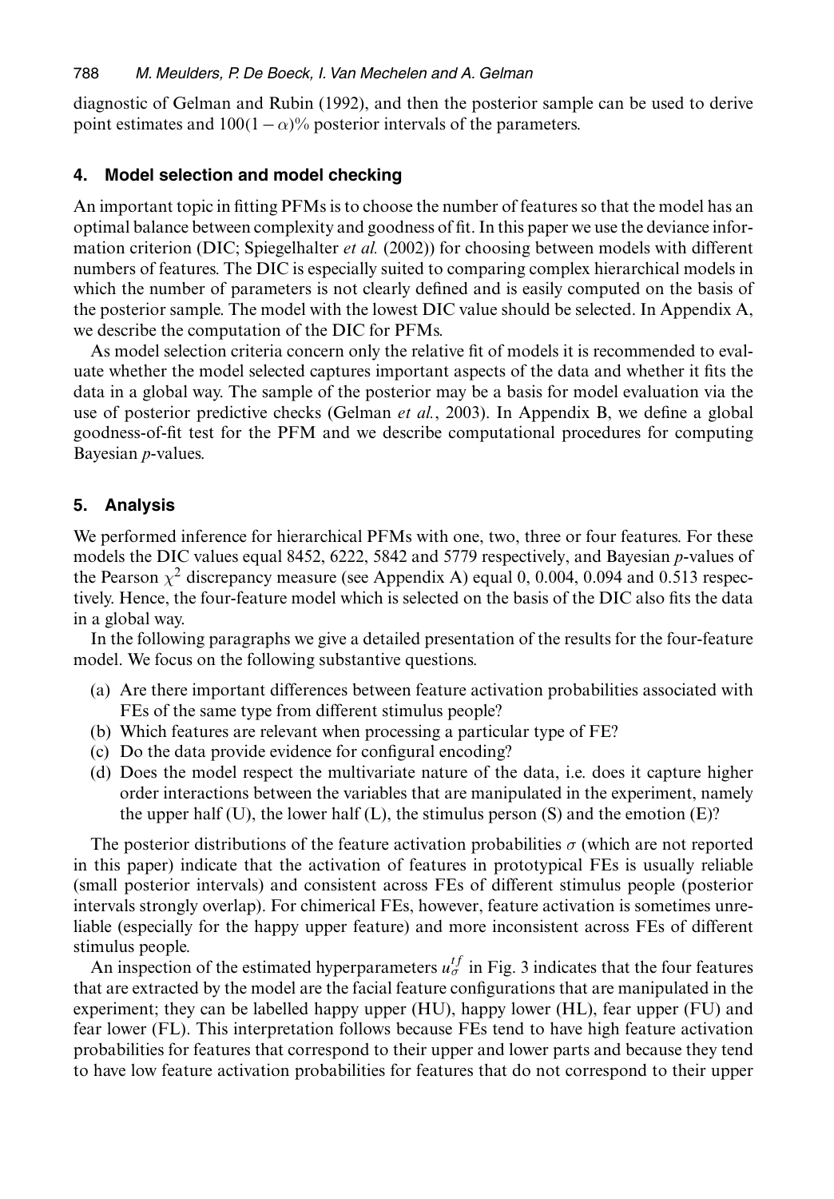diagnostic of Gelman and Rubin (1992), and then the posterior sample can be used to derive point estimates and $100(1-\alpha)\%$ posterior intervals of the parameters.

## 4. Model selection and model checking

An important topic in fitting PFMs is to choose the number of features so that the model has an optimal balance between complexity and goodness of fit. In this paper we use the deviance information criterion (DIC; Spiegelhalter *et al.* (2002)) for choosing between models with different numbers of features. The DIC is especially suited to comparing complex hierarchical models in which the number of parameters is not clearly defined and is easily computed on the basis of the posterior sample. The model with the lowest DIC value should be selected. In Appendix A, we describe the computation of the DIC for PFMs.

As model selection criteria concern only the relative fit of models it is recommended to evaluate whether the model selected captures important aspects of the data and whether it fits the data in a global way. The sample of the posterior may be a basis for model evaluation via the use of posterior predictive checks (Gelman *et al.*, 2003). In Appendix B, we define a global goodness-of-fit test for the PFM and we describe computational procedures for computing Bayesian *p*-values.

## 5. Analysis

We performed inference for hierarchical PFMs with one, two, three or four features. For these models the DIC values equal 8452, 6222, 5842 and 5779 respectively, and Bayesian *p*-values of the Pearson $\chi^2$ discrepancy measure (see Appendix A) equal 0, 0.004, 0.094 and 0.513 respectively. Hence, the four-feature model which is selected on the basis of the DIC also fits the data in a global way.

In the following paragraphs we give a detailed presentation of the results for the four-feature model. We focus on the following substantive questions.

(a) Are there important differences between feature activation probabilities associated with FEs of the same type from different stimulus people?
(b) Which features are relevant when processing a particular type of FE?
(c) Do the data provide evidence for configural encoding?
(d) Does the model respect the multivariate nature of the data, i.e. does it capture higher order interactions between the variables that are manipulated in the experiment, namely the upper half (U), the lower half (L), the stimulus person (S) and the emotion (E)?

The posterior distributions of the feature activation probabilities $\sigma$ (which are not reported in this paper) indicate that the activation of features in prototypical FEs is usually reliable (small posterior intervals) and consistent across FEs of different stimulus people (posterior intervals strongly overlap). For chimerical FEs, however, feature activation is sometimes unreliable (especially for the happy upper feature) and more inconsistent across FEs of different stimulus people.

An inspection of the estimated hyperparameters $u_{\sigma}^{tf}$ in Fig. 3 indicates that the four features that are extracted by the model are the facial feature configurations that are manipulated in the experiment; they can be labelled happy upper (HU), happy lower (HL), fear upper (FU) and fear lower (FL). This interpretation follows because FEs tend to have high feature activation probabilities for features that correspond to their upper and lower parts and because they tend to have low feature activation probabilities for features that do not correspond to their upper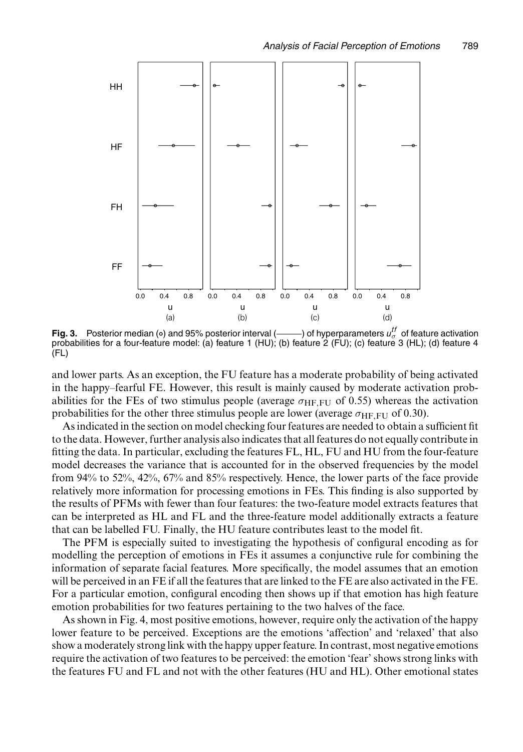**Fig. 3.** Posterior median (∘) and 95% posterior interval (———) of hyperparameters $u_{\sigma}^{tf}$ of feature activation probabilities for a four-feature model: (a) feature 1 (HU); (b) feature 2 (FU); (c) feature 3 (HL); (d) feature 4 (FL)

and lower parts. As an exception, the FU feature has a moderate probability of being activated in the happy–fearful FE. However, this result is mainly caused by moderate activation probabilities for the FEs of two stimulus people (average $\sigma_{\text{HF,FU}}$ of 0.55) whereas the activation probabilities for the other three stimulus people are lower (average $\sigma_{\text{HF,FU}}$ of 0.30).

As indicated in the section on model checking four features are needed to obtain a sufficient fit to the data. However, further analysis also indicates that all features do not equally contribute in fitting the data. In particular, excluding the features FL, HL, FU and HU from the four-feature model decreases the variance that is accounted for in the observed frequencies by the model from 94% to 52%, 42%, 67% and 85% respectively. Hence, the lower parts of the face provide relatively more information for processing emotions in FEs. This finding is also supported by the results of PFMs with fewer than four features: the two-feature model extracts features that can be interpreted as HL and FL and the three-feature model additionally extracts a feature that can be labelled FU. Finally, the HU feature contributes least to the model fit.

The PFM is especially suited to investigating the hypothesis of configural encoding as for modelling the perception of emotions in FEs it assumes a conjunctive rule for combining the information of separate facial features. More specifically, the model assumes that an emotion will be perceived in an FE if all the features that are linked to the FE are also activated in the FE. For a particular emotion, configural encoding then shows up if that emotion has high feature emotion probabilities for two features pertaining to the two halves of the face.

As shown in Fig. 4, most positive emotions, however, require only the activation of the happy lower feature to be perceived. Exceptions are the emotions 'affection' and 'relaxed' that also show a moderately strong link with the happy upper feature. In contrast, most negative emotions require the activation of two features to be perceived: the emotion 'fear' shows strong links with the features FU and FL and not with the other features (HU and HL). Other emotional states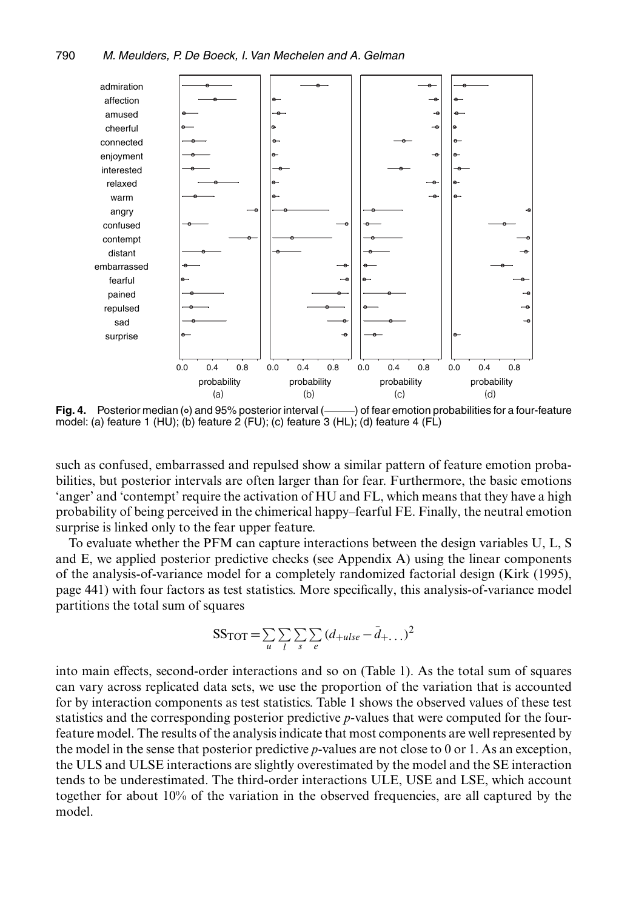**Fig. 4.** Posterior median (∘) and 95% posterior interval (———) of fear emotion probabilities for a four-feature model: (a) feature 1 (HU); (b) feature 2 (FU); (c) feature 3 (HL); (d) feature 4 (FL)

such as confused, embarrassed and repulsed show a similar pattern of feature emotion probabilities, but posterior intervals are often larger than for fear. Furthermore, the basic emotions 'anger' and 'contempt' require the activation of HU and FL, which means that they have a high probability of being perceived in the chimerical happy–fearful FE. Finally, the neutral emotion surprise is linked only to the fear upper feature.

To evaluate whether the PFM can capture interactions between the design variables U, L, S and E, we applied posterior predictive checks (see Appendix A) using the linear components of the analysis-of-variance model for a completely randomized factorial design (Kirk (1995), page 441) with four factors as test statistics. More specifically, this analysis-of-variance model partitions the total sum of squares

$$\mathrm{SS}_{\mathrm{TOT}} = \sum_{u} \sum_{l} \sum_{s} \sum_{e} (d_{+ulse} - \bar{d}_{+\ldots})^2$$

into main effects, second-order interactions and so on (Table 1). As the total sum of squares can vary across replicated data sets, we use the proportion of the variation that is accounted for by interaction components as test statistics. Table 1 shows the observed values of these test statistics and the corresponding posterior predictive *p*-values that were computed for the four-feature model. The results of the analysis indicate that most components are well represented by the model in the sense that posterior predictive *p*-values are not close to 0 or 1. As an exception, the ULS and ULSE interactions are slightly overestimated by the model and the SE interaction tends to be underestimated. The third-order interactions ULE, USE and LSE, which account together for about 10% of the variation in the observed frequencies, are all captured by the model.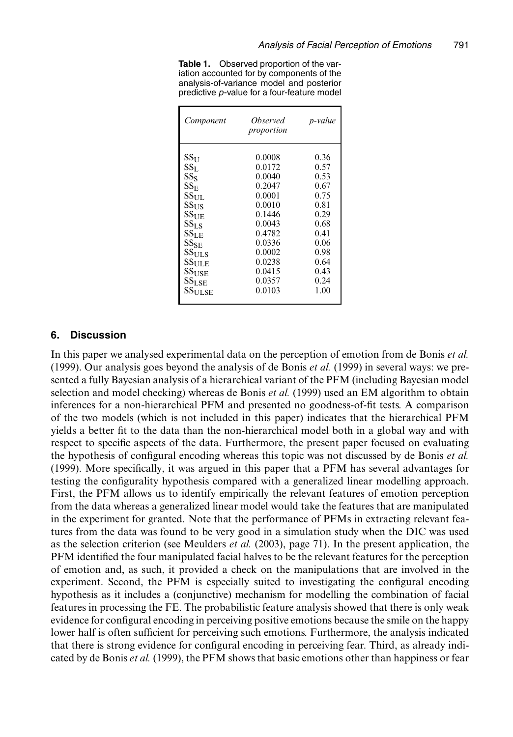**Table 1.** Observed proportion of the variation accounted for by components of the analysis-of-variance model and posterior predictive *p*-value for a four-feature model

| *Component* | *Observed proportion* | *p-value* |
|---|---|---|
| $SS_U$ | 0.0008 | 0.36 |
| $SS_L$ | 0.0172 | 0.57 |
| $SS_S$ | 0.0040 | 0.53 |
| $SS_E$ | 0.2047 | 0.67 |
| $SS_{UL}$ | 0.0001 | 0.75 |
| $SS_{US}$ | 0.0010 | 0.81 |
| $SS_{UE}$ | 0.1446 | 0.29 |
| $SS_{LS}$ | 0.0043 | 0.68 |
| $SS_{LE}$ | 0.4782 | 0.41 |
| $SS_{SE}$ | 0.0336 | 0.06 |
| $SS_{ULS}$ | 0.0002 | 0.98 |
| $SS_{ULE}$ | 0.0238 | 0.64 |
| $SS_{USE}$ | 0.0415 | 0.43 |
| $SS_{LSE}$ | 0.0357 | 0.24 |
| $SS_{ULSE}$ | 0.0103 | 1.00 |

## 6. Discussion

In this paper we analysed experimental data on the perception of emotion from de Bonis *et al.* (1999). Our analysis goes beyond the analysis of de Bonis *et al.* (1999) in several ways: we presented a fully Bayesian analysis of a hierarchical variant of the PFM (including Bayesian model selection and model checking) whereas de Bonis *et al.* (1999) used an EM algorithm to obtain inferences for a non-hierarchical PFM and presented no goodness-of-fit tests. A comparison of the two models (which is not included in this paper) indicates that the hierarchical PFM yields a better fit to the data than the non-hierarchical model both in a global way and with respect to specific aspects of the data. Furthermore, the present paper focused on evaluating the hypothesis of configural encoding whereas this topic was not discussed by de Bonis *et al.* (1999). More specifically, it was argued in this paper that a PFM has several advantages for testing the configurality hypothesis compared with a generalized linear modelling approach. First, the PFM allows us to identify empirically the relevant features of emotion perception from the data whereas a generalized linear model would take the features that are manipulated in the experiment for granted. Note that the performance of PFMs in extracting relevant features from the data was found to be very good in a simulation study when the DIC was used as the selection criterion (see Meulders *et al.* (2003), page 71). In the present application, the PFM identified the four manipulated facial halves to be the relevant features for the perception of emotion and, as such, it provided a check on the manipulations that are involved in the experiment. Second, the PFM is especially suited to investigating the configural encoding hypothesis as it includes a (conjunctive) mechanism for modelling the combination of facial features in processing the FE. The probabilistic feature analysis showed that there is only weak evidence for configural encoding in perceiving positive emotions because the smile on the happy lower half is often sufficient for perceiving such emotions. Furthermore, the analysis indicated that there is strong evidence for configural encoding in perceiving fear. Third, as already indicated by de Bonis *et al.* (1999), the PFM shows that basic emotions other than happiness or fear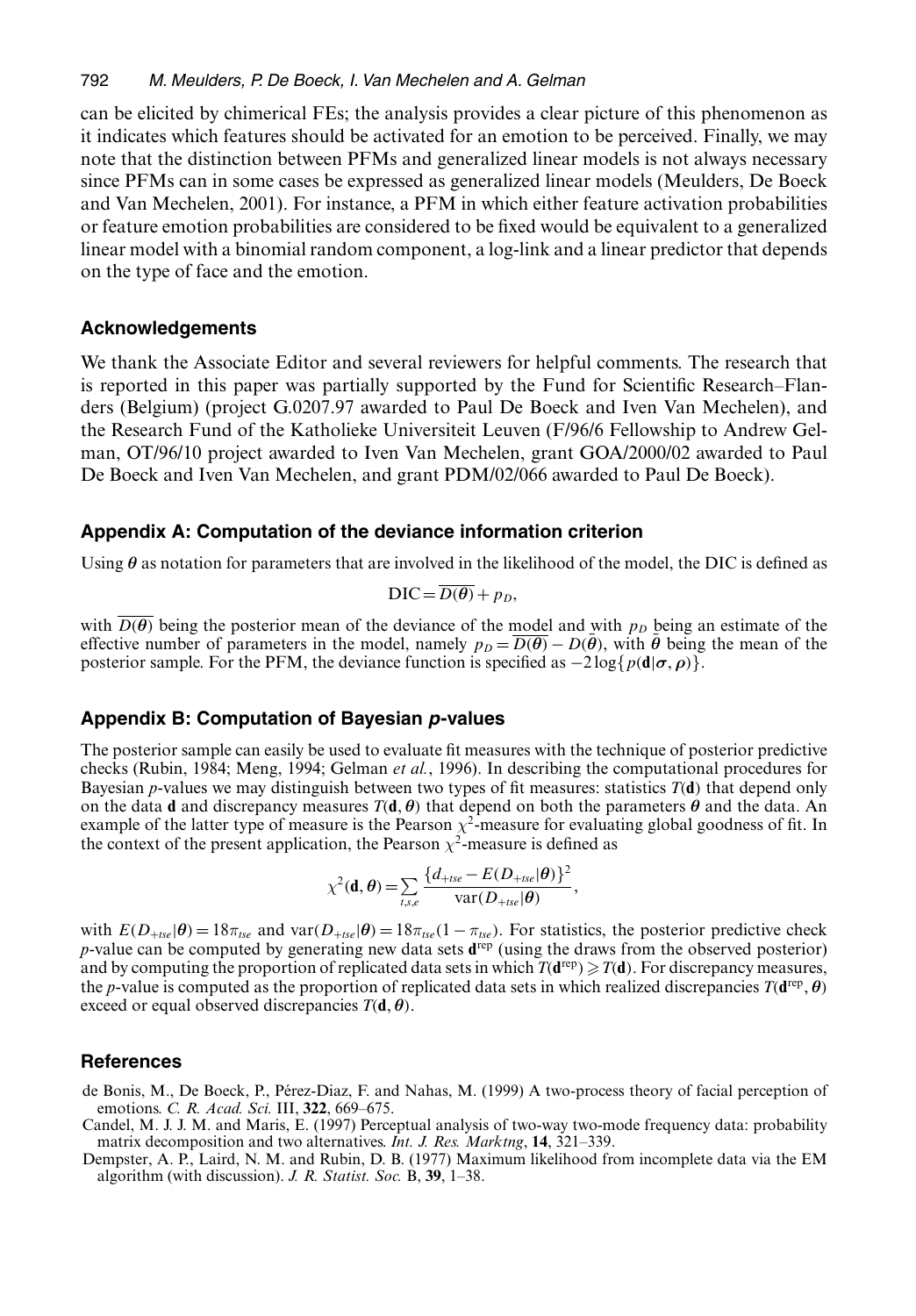can be elicited by chimerical FEs; the analysis provides a clear picture of this phenomenon as it indicates which features should be activated for an emotion to be perceived. Finally, we may note that the distinction between PFMs and generalized linear models is not always necessary since PFMs can in some cases be expressed as generalized linear models (Meulders, De Boeck and Van Mechelen, 2001). For instance, a PFM in which either feature activation probabilities or feature emotion probabilities are considered to be fixed would be equivalent to a generalized linear model with a binomial random component, a log-link and a linear predictor that depends on the type of face and the emotion.

## Acknowledgements

We thank the Associate Editor and several reviewers for helpful comments. The research that is reported in this paper was partially supported by the Fund for Scientific Research–Flanders (Belgium) (project G.0207.97 awarded to Paul De Boeck and Iven Van Mechelen), and the Research Fund of the Katholieke Universiteit Leuven (F/96/6 Fellowship to Andrew Gelman, OT/96/10 project awarded to Iven Van Mechelen, grant GOA/2000/02 awarded to Paul De Boeck and Iven Van Mechelen, and grant PDM/02/066 awarded to Paul De Boeck).

## Appendix A: Computation of the deviance information criterion

Using $\boldsymbol{\theta}$ as notation for parameters that are involved in the likelihood of the model, the DIC is defined as

$$\text{DIC} = \overline{D(\boldsymbol{\theta})} + p_D,$$

with $\overline{D(\boldsymbol{\theta})}$ being the posterior mean of the deviance of the model and with $p_D$ being an estimate of the effective number of parameters in the model, namely $p_D = \overline{D(\boldsymbol{\theta})} - D(\bar{\boldsymbol{\theta}})$, with $\bar{\boldsymbol{\theta}}$ being the mean of the posterior sample. For the PFM, the deviance function is specified as $-2\log\{p(\mathbf{d}|\boldsymbol{\sigma}, \boldsymbol{\rho})\}$.

## Appendix B: Computation of Bayesian *p*-values

The posterior sample can easily be used to evaluate fit measures with the technique of posterior predictive checks (Rubin, 1984; Meng, 1994; Gelman *et al.*, 1996). In describing the computational procedures for Bayesian *p*-values we may distinguish between two types of fit measures: statistics $T(\mathbf{d})$ that depend only on the data $\mathbf{d}$ and discrepancy measures $T(\mathbf{d}, \boldsymbol{\theta})$ that depend on both the parameters $\boldsymbol{\theta}$ and the data. An example of the latter type of measure is the Pearson $\chi^2$-measure for evaluating global goodness of fit. In the context of the present application, the Pearson $\chi^2$-measure is defined as

$$\chi^2(\mathbf{d}, \boldsymbol{\theta}) = \sum_{t,s,e} \frac{\{d_{+tse} - E(D_{+tse}|\boldsymbol{\theta})\}^2}{\text{var}(D_{+tse}|\boldsymbol{\theta})},$$

with $E(D_{+tse}|\boldsymbol{\theta}) = 18\pi_{tse}$ and $\text{var}(D_{+tse}|\boldsymbol{\theta}) = 18\pi_{tse}(1 - \pi_{tse})$. For statistics, the posterior predictive check *p*-value can be computed by generating new data sets $\mathbf{d}^{\text{rep}}$ (using the draws from the observed posterior) and by computing the proportion of replicated data sets in which $T(\mathbf{d}^{\text{rep}}) \geqslant T(\mathbf{d})$. For discrepancy measures, the *p*-value is computed as the proportion of replicated data sets in which realized discrepancies $T(\mathbf{d}^{\text{rep}}, \boldsymbol{\theta})$ exceed or equal observed discrepancies $T(\mathbf{d}, \boldsymbol{\theta})$.

## References

de Bonis, M., De Boeck, P., Pérez-Diaz, F. and Nahas, M. (1999) A two-process theory of facial perception of emotions. *C. R. Acad. Sci.* III, **322**, 669–675.

Candel, M. J. J. M. and Maris, E. (1997) Perceptual analysis of two-way two-mode frequency data: probability matrix decomposition and two alternatives. *Int. J. Res. Marktng*, **14**, 321–339.

Dempster, A. P., Laird, N. M. and Rubin, D. B. (1977) Maximum likelihood from incomplete data via the EM algorithm (with discussion). *J. R. Statist. Soc.* B, **39**, 1–38.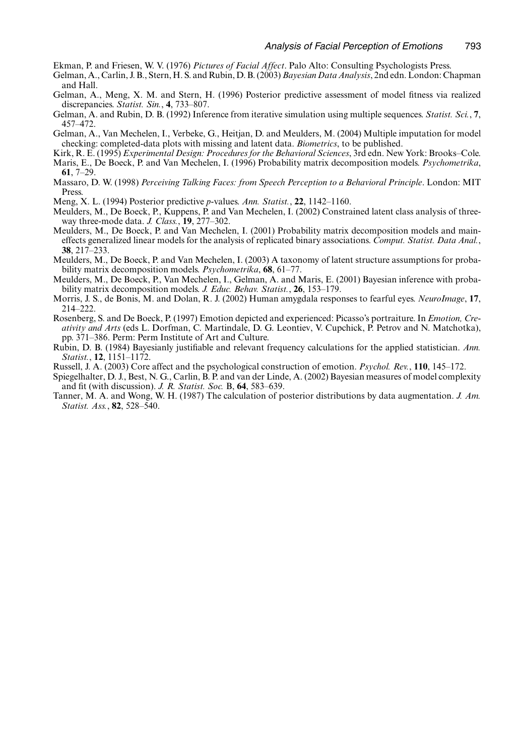Ekman, P. and Friesen, W. V. (1976) *Pictures of Facial Affect*. Palo Alto: Consulting Psychologists Press.

Gelman, A., Carlin, J. B., Stern, H. S. and Rubin, D. B. (2003) *Bayesian Data Analysis*, 2nd edn. London: Chapman and Hall.

Gelman, A., Meng, X. M. and Stern, H. (1996) Posterior predictive assessment of model fitness via realized discrepancies. *Statist. Sin.*, **4**, 733–807.

Gelman, A. and Rubin, D. B. (1992) Inference from iterative simulation using multiple sequences. *Statist. Sci.*, **7**, 457–472.

Gelman, A., Van Mechelen, I., Verbeke, G., Heitjan, D. and Meulders, M. (2004) Multiple imputation for model checking: completed-data plots with missing and latent data. *Biometrics*, to be published.

Kirk, R. E. (1995) *Experimental Design: Procedures for the Behavioral Sciences*, 3rd edn. New York: Brooks–Cole.

Maris, E., De Boeck, P. and Van Mechelen, I. (1996) Probability matrix decomposition models. *Psychometrika*, **61**, 7–29.

Massaro, D. W. (1998) *Perceiving Talking Faces: from Speech Perception to a Behavioral Principle*. London: MIT Press.

Meng, X. L. (1994) Posterior predictive *p*-values. *Ann. Statist.*, **22**, 1142–1160.

Meulders, M., De Boeck, P., Kuppens, P. and Van Mechelen, I. (2002) Constrained latent class analysis of three-way three-mode data. *J. Class.*, **19**, 277–302.

Meulders, M., De Boeck, P. and Van Mechelen, I. (2001) Probability matrix decomposition models and main-effects generalized linear models for the analysis of replicated binary associations. *Comput. Statist. Data Anal.*, **38**, 217–233.

Meulders, M., De Boeck, P. and Van Mechelen, I. (2003) A taxonomy of latent structure assumptions for probability matrix decomposition models. *Psychometrika*, **68**, 61–77.

Meulders, M., De Boeck, P., Van Mechelen, I., Gelman, A. and Maris, E. (2001) Bayesian inference with probability matrix decomposition models. *J. Educ. Behav. Statist.*, **26**, 153–179.

Morris, J. S., de Bonis, M. and Dolan, R. J. (2002) Human amygdala responses to fearful eyes. *NeuroImage*, **17**, 214–222.

Rosenberg, S. and De Boeck, P. (1997) Emotion depicted and experienced: Picasso's portraiture. In *Emotion, Creativity and Arts* (eds L. Dorfman, C. Martindale, D. G. Leontiev, V. Cupchick, P. Petrov and N. Matchotka), pp. 371–386. Perm: Perm Institute of Art and Culture.

Rubin, D. B. (1984) Bayesianly justifiable and relevant frequency calculations for the applied statistician. *Ann. Statist.*, **12**, 1151–1172.

Russell, J. A. (2003) Core affect and the psychological construction of emotion. *Psychol. Rev.*, **110**, 145–172.

Spiegelhalter, D. J., Best, N. G., Carlin, B. P. and van der Linde, A. (2002) Bayesian measures of model complexity and fit (with discussion). *J. R. Statist. Soc.* B, **64**, 583–639.

Tanner, M. A. and Wong, W. H. (1987) The calculation of posterior distributions by data augmentation. *J. Am. Statist. Ass.*, **82**, 528–540.